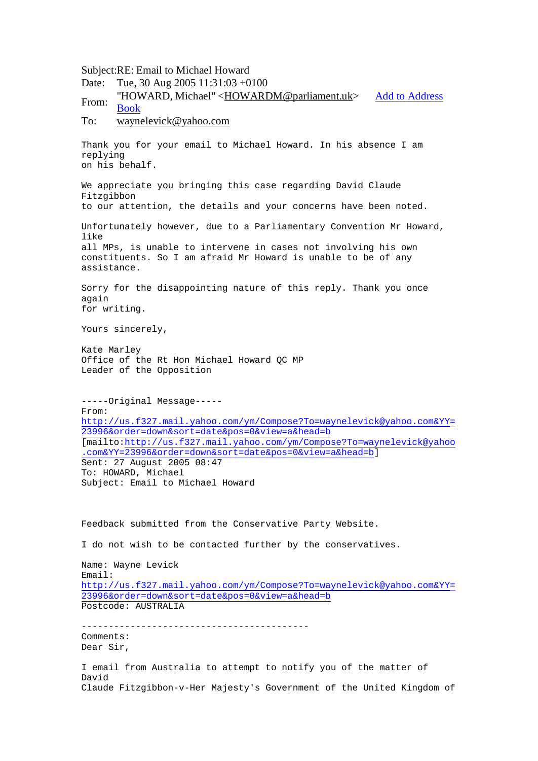Subject:RE: Email to Michael Howard
Date: Tue, 30 Aug 2005 11:31:03 +0100
From: "HOWARD, Michael" <HOWARDM@parliament.uk> Add to Address Book
To: waynelevick@yahoo.com

Thank you for your email to Michael Howard. In his absence I am replying
on his behalf.

We appreciate you bringing this case regarding David Claude Fitzgibbon
to our attention, the details and your concerns have been noted.

Unfortunately however, due to a Parliamentary Convention Mr Howard, like
all MPs, is unable to intervene in cases not involving his own
constituents. So I am afraid Mr Howard is unable to be of any
assistance.

Sorry for the disappointing nature of this reply. Thank you once again
for writing.

Yours sincerely,

Kate Marley
Office of the Rt Hon Michael Howard QC MP
Leader of the Opposition

-----Original Message-----
From:
http://us.f327.mail.yahoo.com/ym/Compose?To=waynelevick@yahoo.com&YY=23996&order=down&sort=date&pos=0&view=a&head=b
[mailto:http://us.f327.mail.yahoo.com/ym/Compose?To=waynelevick@yahoo.com&YY=23996&order=down&sort=date&pos=0&view=a&head=b]
Sent: 27 August 2005 08:47
To: HOWARD, Michael
Subject: Email to Michael Howard

Feedback submitted from the Conservative Party Website.

I do not wish to be contacted further by the conservatives.

Name: Wayne Levick
Email:
http://us.f327.mail.yahoo.com/ym/Compose?To=waynelevick@yahoo.com&YY=23996&order=down&sort=date&pos=0&view=a&head=b
Postcode: AUSTRALIA

------------------------------------------
Comments:
Dear Sir,

I email from Australia to attempt to notify you of the matter of David
Claude Fitzgibbon-v-Her Majesty's Government of the United Kingdom of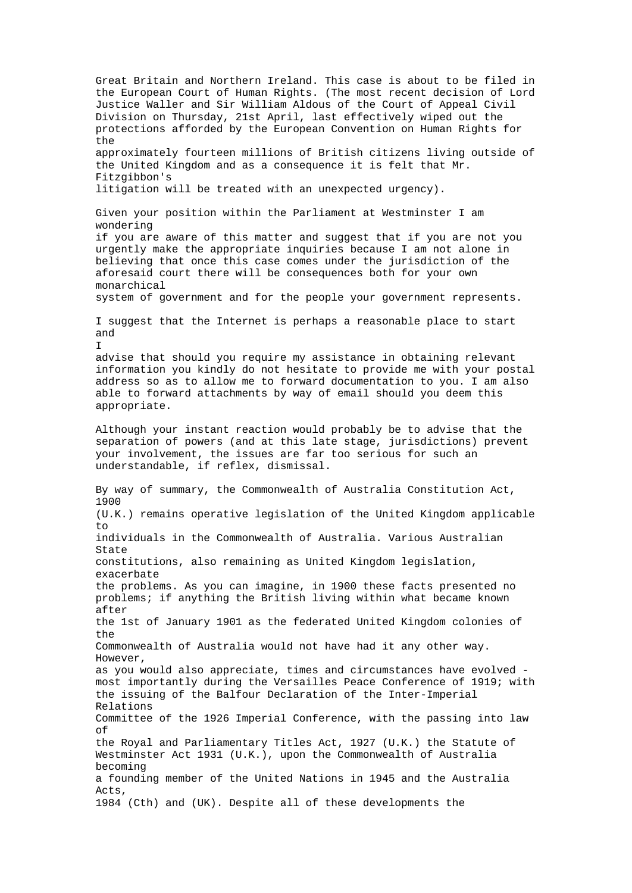Great Britain and Northern Ireland. This case is about to be filed in the European Court of Human Rights. (The most recent decision of Lord Justice Waller and Sir William Aldous of the Court of Appeal Civil Division on Thursday, 21st April, last effectively wiped out the protections afforded by the European Convention on Human Rights for the approximately fourteen millions of British citizens living outside of the United Kingdom and as a consequence it is felt that Mr. Fitzgibbon's litigation will be treated with an unexpected urgency).

Given your position within the Parliament at Westminster I am wondering if you are aware of this matter and suggest that if you are not you urgently make the appropriate inquiries because I am not alone in believing that once this case comes under the jurisdiction of the aforesaid court there will be consequences both for your own monarchical system of government and for the people your government represents.

I suggest that the Internet is perhaps a reasonable place to start and I advise that should you require my assistance in obtaining relevant information you kindly do not hesitate to provide me with your postal address so as to allow me to forward documentation to you. I am also able to forward attachments by way of email should you deem this appropriate.

Although your instant reaction would probably be to advise that the separation of powers (and at this late stage, jurisdictions) prevent your involvement, the issues are far too serious for such an understandable, if reflex, dismissal.

By way of summary, the Commonwealth of Australia Constitution Act, 1900 (U.K.) remains operative legislation of the United Kingdom applicable to individuals in the Commonwealth of Australia. Various Australian State constitutions, also remaining as United Kingdom legislation, exacerbate the problems. As you can imagine, in 1900 these facts presented no problems; if anything the British living within what became known after the 1st of January 1901 as the federated United Kingdom colonies of the Commonwealth of Australia would not have had it any other way. However, as you would also appreciate, times and circumstances have evolved - most importantly during the Versailles Peace Conference of 1919; with the issuing of the Balfour Declaration of the Inter-Imperial Relations Committee of the 1926 Imperial Conference, with the passing into law of the Royal and Parliamentary Titles Act, 1927 (U.K.) the Statute of Westminster Act 1931 (U.K.), upon the Commonwealth of Australia becoming a founding member of the United Nations in 1945 and the Australia Acts, 1984 (Cth) and (UK). Despite all of these developments the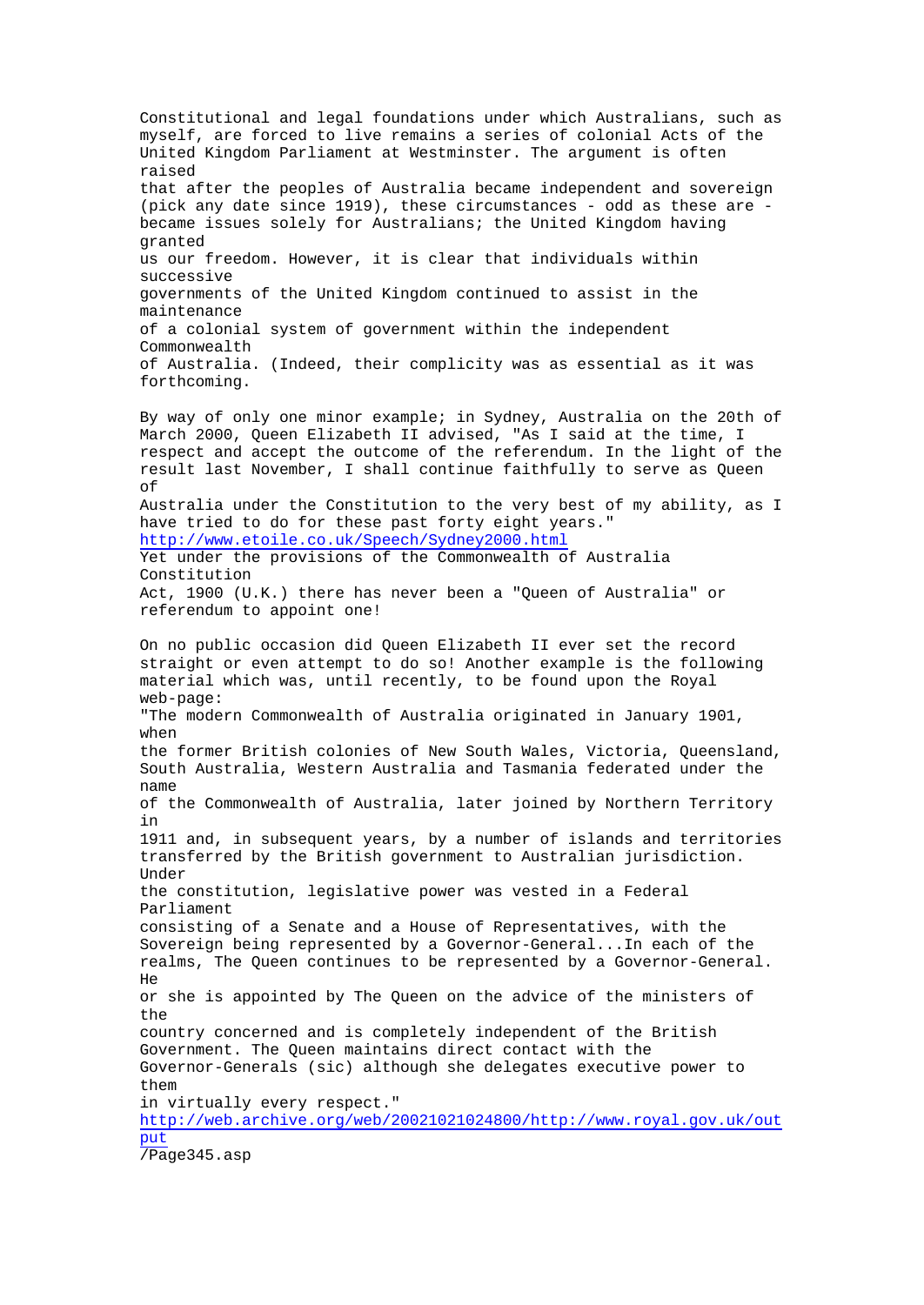Constitutional and legal foundations under which Australians, such as myself, are forced to live remains a series of colonial Acts of the United Kingdom Parliament at Westminster. The argument is often raised that after the peoples of Australia became independent and sovereign (pick any date since 1919), these circumstances - odd as these are - became issues solely for Australians; the United Kingdom having granted us our freedom. However, it is clear that individuals within successive governments of the United Kingdom continued to assist in the maintenance of a colonial system of government within the independent Commonwealth of Australia. (Indeed, their complicity was as essential as it was forthcoming.

By way of only one minor example; in Sydney, Australia on the 20th of March 2000, Queen Elizabeth II advised, "As I said at the time, I respect and accept the outcome of the referendum. In the light of the result last November, I shall continue faithfully to serve as Queen of Australia under the Constitution to the very best of my ability, as I have tried to do for these past forty eight years."
http://www.etoile.co.uk/Speech/Sydney2000.html
Yet under the provisions of the Commonwealth of Australia Constitution Act, 1900 (U.K.) there has never been a "Queen of Australia" or referendum to appoint one!

On no public occasion did Queen Elizabeth II ever set the record straight or even attempt to do so! Another example is the following material which was, until recently, to be found upon the Royal web-page:
"The modern Commonwealth of Australia originated in January 1901, when the former British colonies of New South Wales, Victoria, Queensland, South Australia, Western Australia and Tasmania federated under the name of the Commonwealth of Australia, later joined by Northern Territory in 1911 and, in subsequent years, by a number of islands and territories transferred by the British government to Australian jurisdiction. Under the constitution, legislative power was vested in a Federal Parliament consisting of a Senate and a House of Representatives, with the Sovereign being represented by a Governor-General...In each of the realms, The Queen continues to be represented by a Governor-General. He or she is appointed by The Queen on the advice of the ministers of the country concerned and is completely independent of the British Government. The Queen maintains direct contact with the Governor-Generals (sic) although she delegates executive power to them in virtually every respect."
http://web.archive.org/web/20021021024800/http://www.royal.gov.uk/output/Page345.asp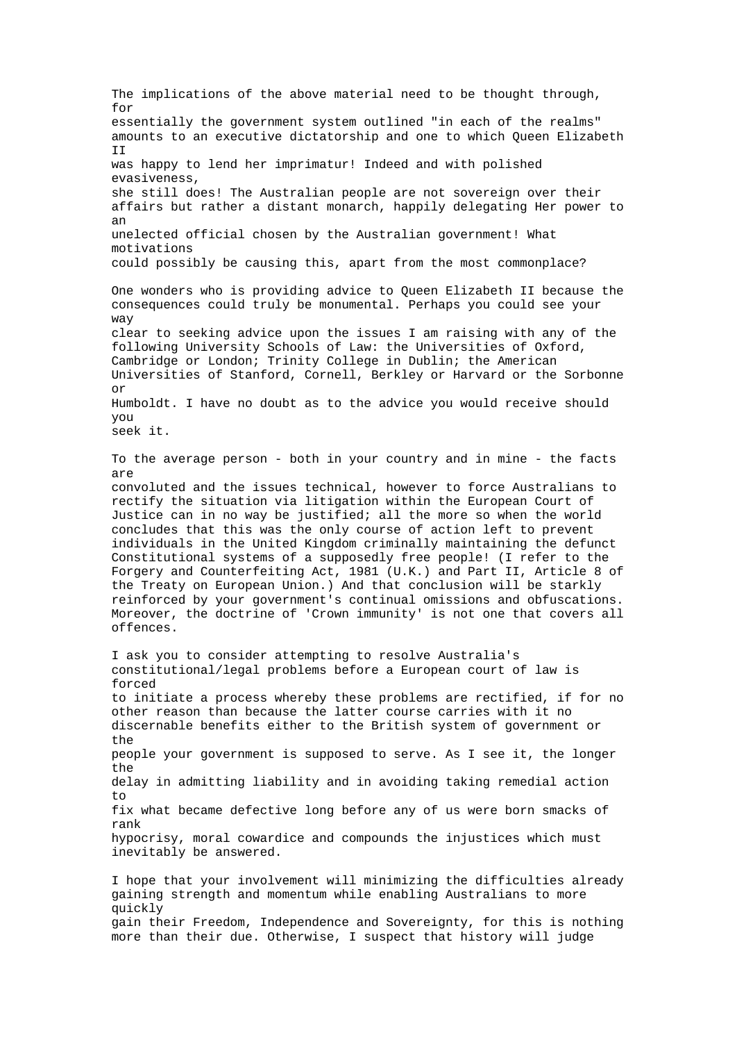The implications of the above material need to be thought through, for essentially the government system outlined "in each of the realms" amounts to an executive dictatorship and one to which Queen Elizabeth II was happy to lend her imprimatur! Indeed and with polished evasiveness, she still does! The Australian people are not sovereign over their affairs but rather a distant monarch, happily delegating Her power to an unelected official chosen by the Australian government! What motivations could possibly be causing this, apart from the most commonplace?

One wonders who is providing advice to Queen Elizabeth II because the consequences could truly be monumental. Perhaps you could see your way clear to seeking advice upon the issues I am raising with any of the following University Schools of Law: the Universities of Oxford, Cambridge or London; Trinity College in Dublin; the American Universities of Stanford, Cornell, Berkley or Harvard or the Sorbonne or Humboldt. I have no doubt as to the advice you would receive should you seek it.

To the average person - both in your country and in mine - the facts are convoluted and the issues technical, however to force Australians to rectify the situation via litigation within the European Court of Justice can in no way be justified; all the more so when the world concludes that this was the only course of action left to prevent individuals in the United Kingdom criminally maintaining the defunct Constitutional systems of a supposedly free people! (I refer to the Forgery and Counterfeiting Act, 1981 (U.K.) and Part II, Article 8 of the Treaty on European Union.) And that conclusion will be starkly reinforced by your government's continual omissions and obfuscations. Moreover, the doctrine of 'Crown immunity' is not one that covers all offences.

I ask you to consider attempting to resolve Australia's constitutional/legal problems before a European court of law is forced to initiate a process whereby these problems are rectified, if for no other reason than because the latter course carries with it no discernable benefits either to the British system of government or the people your government is supposed to serve. As I see it, the longer the delay in admitting liability and in avoiding taking remedial action to fix what became defective long before any of us were born smacks of rank hypocrisy, moral cowardice and compounds the injustices which must inevitably be answered.

I hope that your involvement will minimizing the difficulties already gaining strength and momentum while enabling Australians to more quickly gain their Freedom, Independence and Sovereignty, for this is nothing more than their due. Otherwise, I suspect that history will judge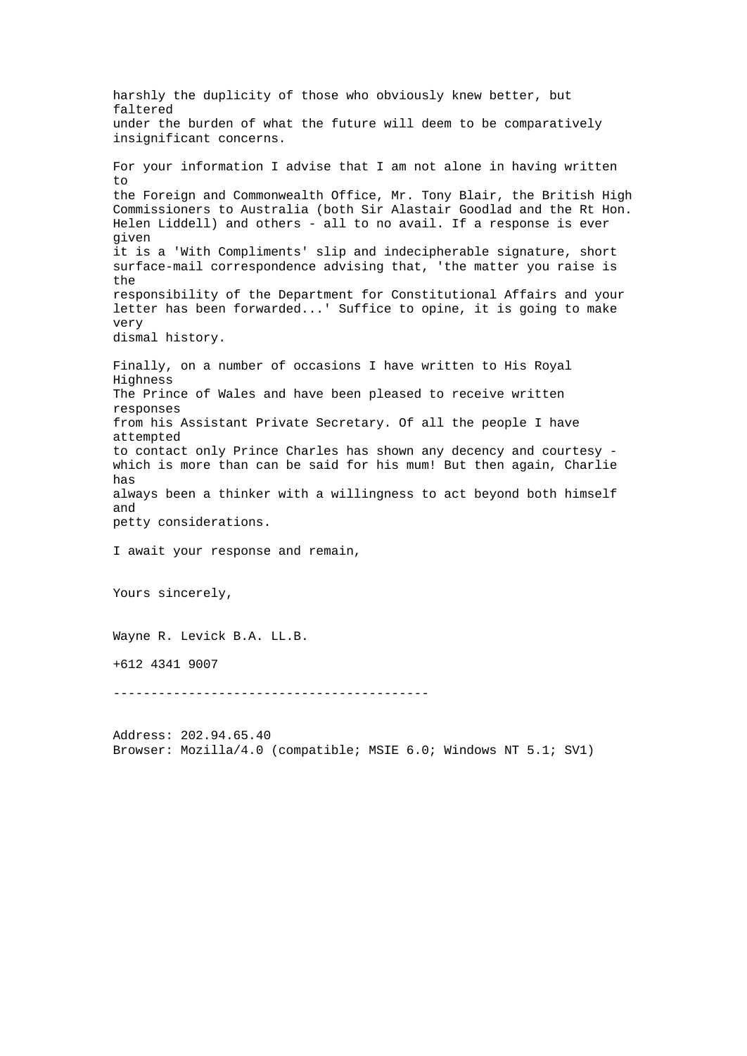harshly the duplicity of those who obviously knew better, but faltered under the burden of what the future will deem to be comparatively insignificant concerns.

For your information I advise that I am not alone in having written to the Foreign and Commonwealth Office, Mr. Tony Blair, the British High Commissioners to Australia (both Sir Alastair Goodlad and the Rt Hon. Helen Liddell) and others - all to no avail. If a response is ever given it is a 'With Compliments' slip and indecipherable signature, short surface-mail correspondence advising that, 'the matter you raise is the responsibility of the Department for Constitutional Affairs and your letter has been forwarded...' Suffice to opine, it is going to make very dismal history.

Finally, on a number of occasions I have written to His Royal Highness The Prince of Wales and have been pleased to receive written responses from his Assistant Private Secretary. Of all the people I have attempted to contact only Prince Charles has shown any decency and courtesy - which is more than can be said for his mum! But then again, Charlie has always been a thinker with a willingness to act beyond both himself and petty considerations.

I await your response and remain,

Yours sincerely,

Wayne R. Levick B.A. LL.B.

+612 4341 9007

------------------------------------------

Address: 202.94.65.40
Browser: Mozilla/4.0 (compatible; MSIE 6.0; Windows NT 5.1; SV1)